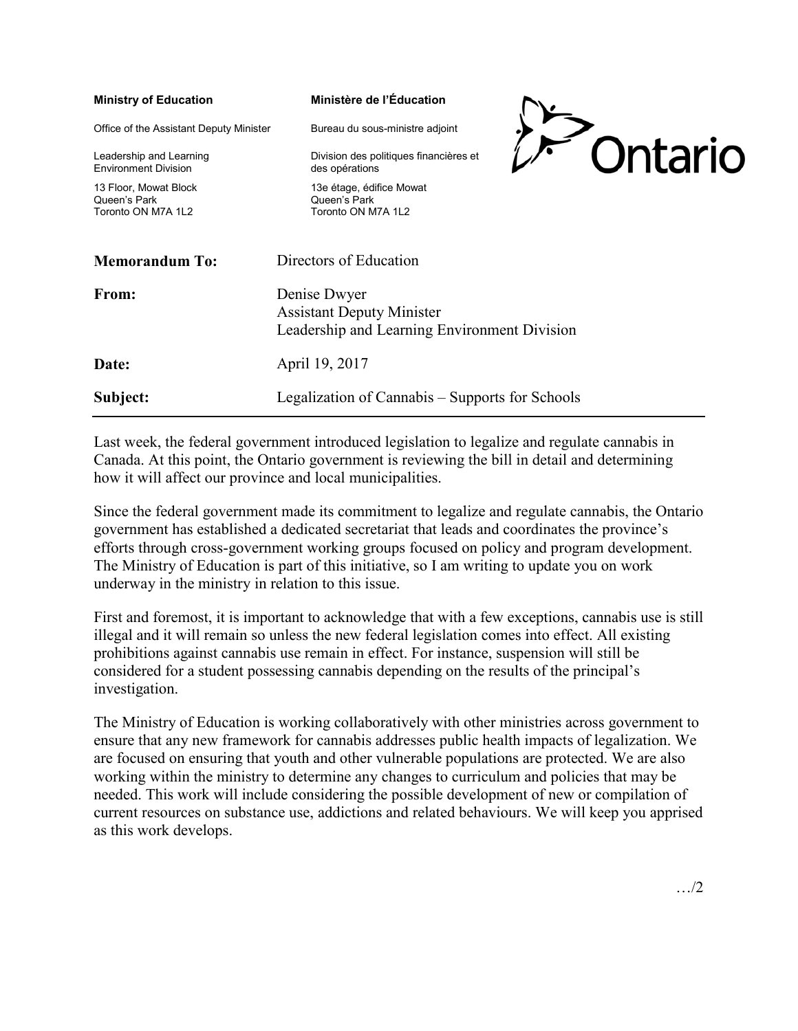**Ministry of Education**

Office of the Assistant Deputy Minister

Leadership and Learning Environment Division

13 Floor, Mowat Block
Queen's Park
Toronto ON M7A 1L2

**Ministère de l'Éducation**

Bureau du sous-ministre adjoint

Division des politiques financières et des opérations

13e étage, édifice Mowat
Queen's Park
Toronto ON M7A 1L2

Ontario

| | |
|---|---|
| **Memorandum To:** | Directors of Education |
| **From:** | Denise Dwyer<br>Assistant Deputy Minister<br>Leadership and Learning Environment Division |
| **Date:** | April 19, 2017 |
| **Subject:** | Legalization of Cannabis – Supports for Schools |

Last week, the federal government introduced legislation to legalize and regulate cannabis in Canada. At this point, the Ontario government is reviewing the bill in detail and determining how it will affect our province and local municipalities.

Since the federal government made its commitment to legalize and regulate cannabis, the Ontario government has established a dedicated secretariat that leads and coordinates the province's efforts through cross-government working groups focused on policy and program development. The Ministry of Education is part of this initiative, so I am writing to update you on work underway in the ministry in relation to this issue.

First and foremost, it is important to acknowledge that with a few exceptions, cannabis use is still illegal and it will remain so unless the new federal legislation comes into effect. All existing prohibitions against cannabis use remain in effect. For instance, suspension will still be considered for a student possessing cannabis depending on the results of the principal's investigation.

The Ministry of Education is working collaboratively with other ministries across government to ensure that any new framework for cannabis addresses public health impacts of legalization. We are focused on ensuring that youth and other vulnerable populations are protected. We are also working within the ministry to determine any changes to curriculum and policies that may be needed. This work will include considering the possible development of new or compilation of current resources on substance use, addictions and related behaviours. We will keep you apprised as this work develops.

…/2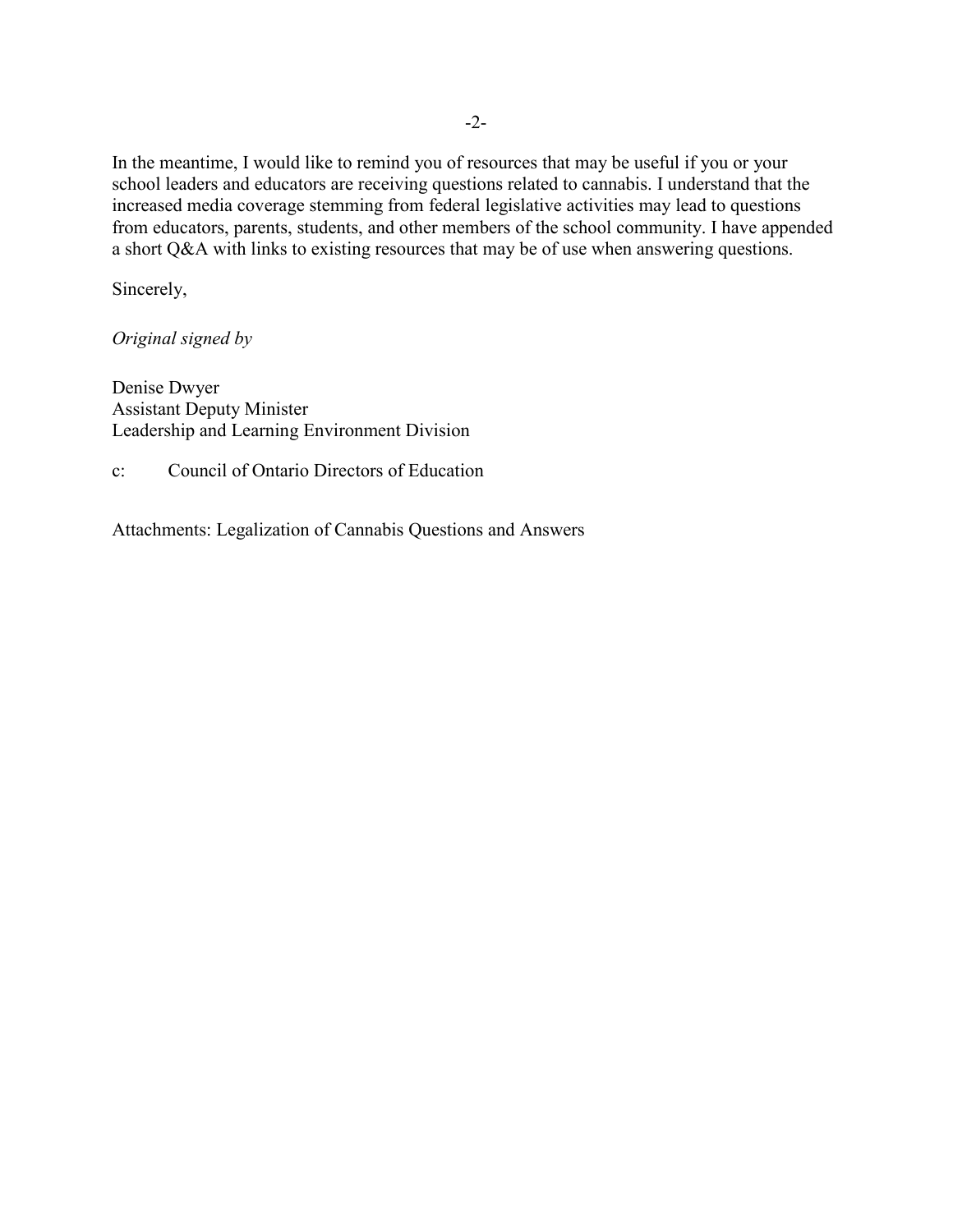In the meantime, I would like to remind you of resources that may be useful if you or your school leaders and educators are receiving questions related to cannabis. I understand that the increased media coverage stemming from federal legislative activities may lead to questions from educators, parents, students, and other members of the school community. I have appended a short Q&A with links to existing resources that may be of use when answering questions.

Sincerely,

*Original signed by*

Denise Dwyer
Assistant Deputy Minister
Leadership and Learning Environment Division

c: Council of Ontario Directors of Education

Attachments: Legalization of Cannabis Questions and Answers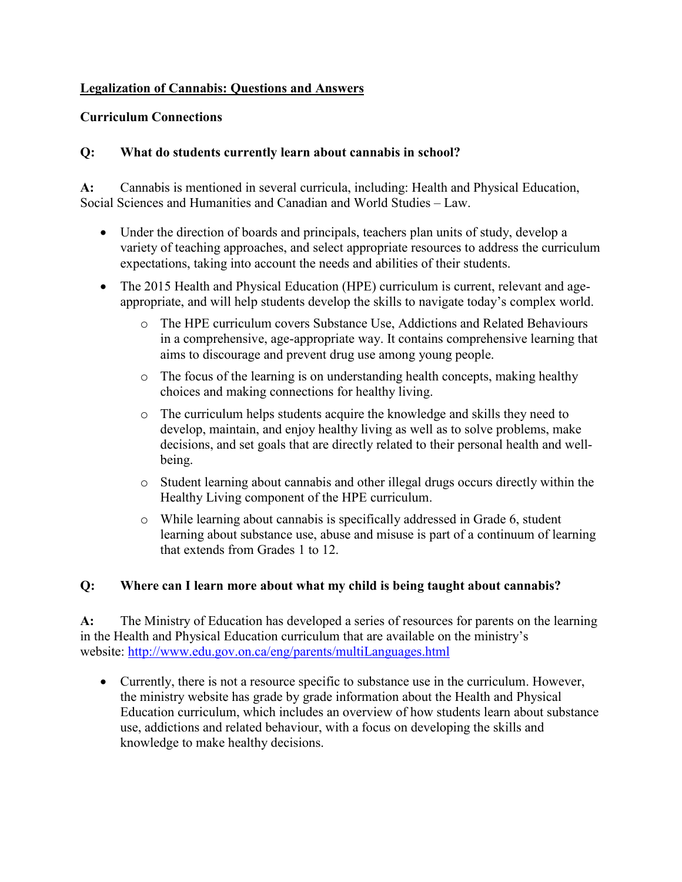## Legalization of Cannabis: Questions and Answers

### Curriculum Connections

**Q: What do students currently learn about cannabis in school?**

**A:** Cannabis is mentioned in several curricula, including: Health and Physical Education, Social Sciences and Humanities and Canadian and World Studies – Law.

- Under the direction of boards and principals, teachers plan units of study, develop a variety of teaching approaches, and select appropriate resources to address the curriculum expectations, taking into account the needs and abilities of their students.
- The 2015 Health and Physical Education (HPE) curriculum is current, relevant and age-appropriate, and will help students develop the skills to navigate today's complex world.
  - The HPE curriculum covers Substance Use, Addictions and Related Behaviours in a comprehensive, age-appropriate way. It contains comprehensive learning that aims to discourage and prevent drug use among young people.
  - The focus of the learning is on understanding health concepts, making healthy choices and making connections for healthy living.
  - The curriculum helps students acquire the knowledge and skills they need to develop, maintain, and enjoy healthy living as well as to solve problems, make decisions, and set goals that are directly related to their personal health and well-being.
  - Student learning about cannabis and other illegal drugs occurs directly within the Healthy Living component of the HPE curriculum.
  - While learning about cannabis is specifically addressed in Grade 6, student learning about substance use, abuse and misuse is part of a continuum of learning that extends from Grades 1 to 12.

**Q: Where can I learn more about what my child is being taught about cannabis?**

**A:** The Ministry of Education has developed a series of resources for parents on the learning in the Health and Physical Education curriculum that are available on the ministry's website: [http://www.edu.gov.on.ca/eng/parents/multiLanguages.html](http://www.edu.gov.on.ca/eng/parents/multiLanguages.html)

- Currently, there is not a resource specific to substance use in the curriculum. However, the ministry website has grade by grade information about the Health and Physical Education curriculum, which includes an overview of how students learn about substance use, addictions and related behaviour, with a focus on developing the skills and knowledge to make healthy decisions.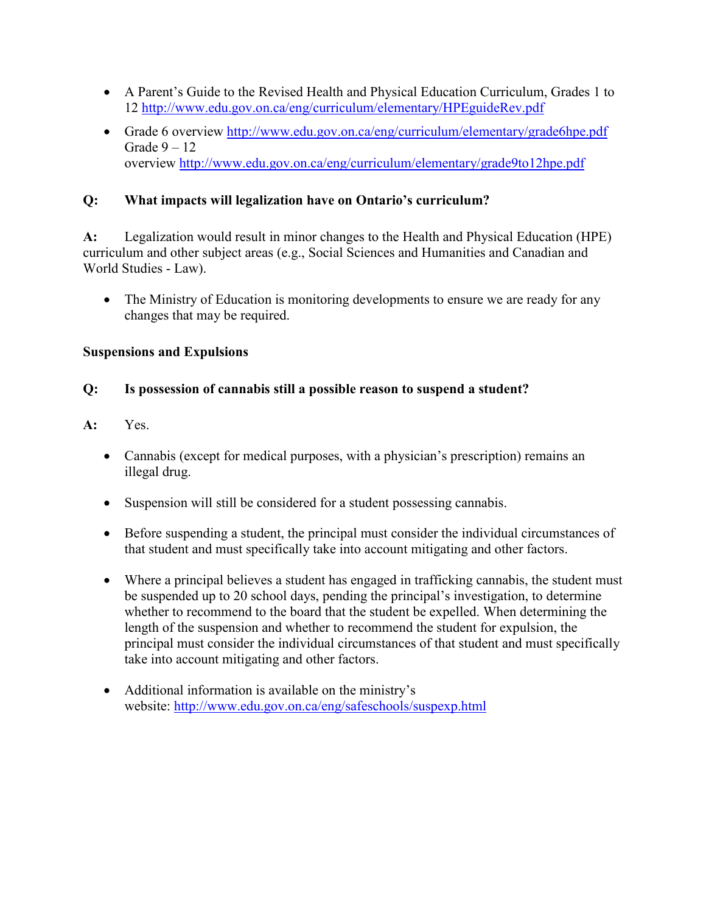- A Parent's Guide to the Revised Health and Physical Education Curriculum, Grades 1 to 12 http://www.edu.gov.on.ca/eng/curriculum/elementary/HPEguideRev.pdf
- Grade 6 overview http://www.edu.gov.on.ca/eng/curriculum/elementary/grade6hpe.pdf
  Grade 9 – 12 overview http://www.edu.gov.on.ca/eng/curriculum/elementary/grade9to12hpe.pdf

**Q: What impacts will legalization have on Ontario's curriculum?**

**A:** Legalization would result in minor changes to the Health and Physical Education (HPE) curriculum and other subject areas (e.g., Social Sciences and Humanities and Canadian and World Studies - Law).

- The Ministry of Education is monitoring developments to ensure we are ready for any changes that may be required.

**Suspensions and Expulsions**

**Q: Is possession of cannabis still a possible reason to suspend a student?**

**A:** Yes.

- Cannabis (except for medical purposes, with a physician's prescription) remains an illegal drug.
- Suspension will still be considered for a student possessing cannabis.
- Before suspending a student, the principal must consider the individual circumstances of that student and must specifically take into account mitigating and other factors.
- Where a principal believes a student has engaged in trafficking cannabis, the student must be suspended up to 20 school days, pending the principal's investigation, to determine whether to recommend to the board that the student be expelled. When determining the length of the suspension and whether to recommend the student for expulsion, the principal must consider the individual circumstances of that student and must specifically take into account mitigating and other factors.
- Additional information is available on the ministry's website: http://www.edu.gov.on.ca/eng/safeschools/suspexp.html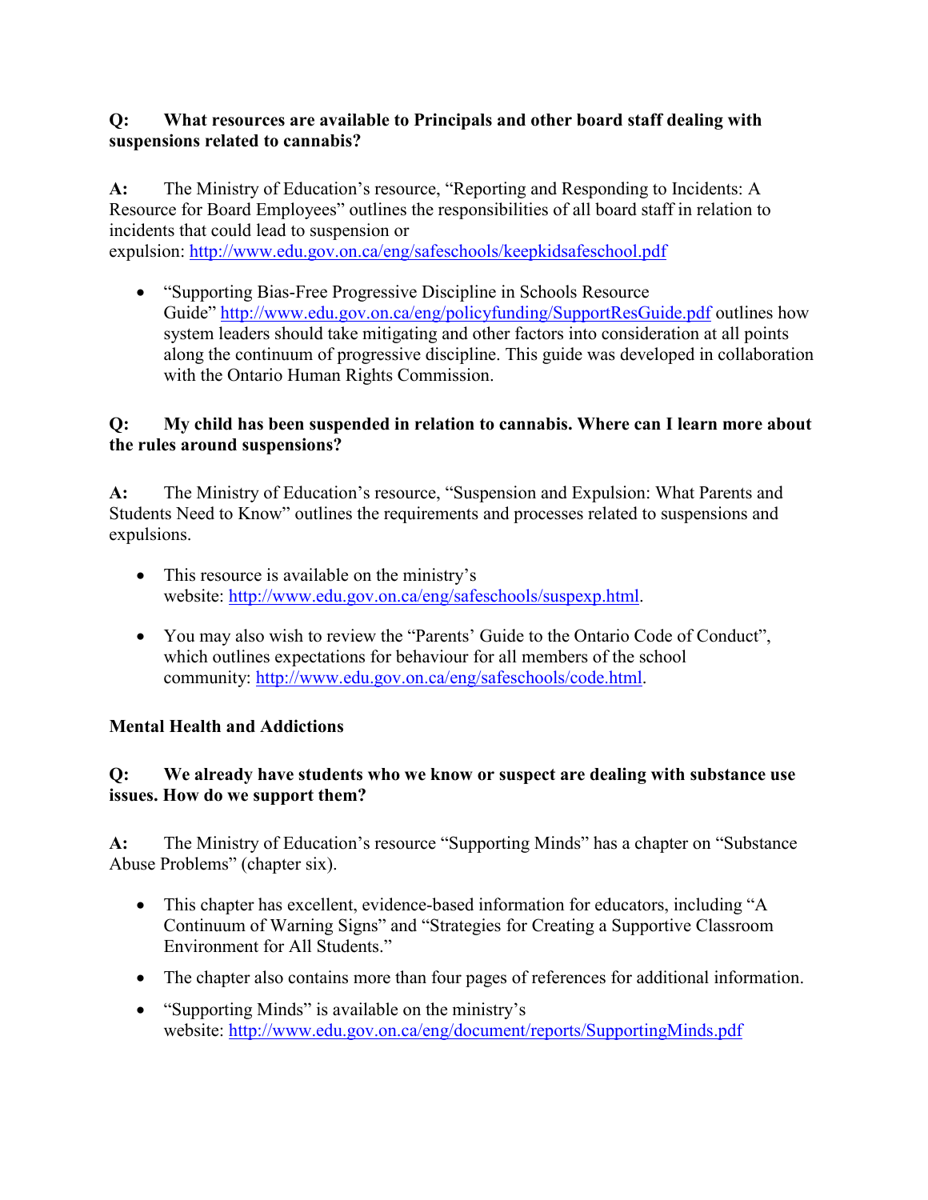**Q: What resources are available to Principals and other board staff dealing with suspensions related to cannabis?**

**A:** The Ministry of Education's resource, "Reporting and Responding to Incidents: A Resource for Board Employees" outlines the responsibilities of all board staff in relation to incidents that could lead to suspension or expulsion: http://www.edu.gov.on.ca/eng/safeschools/keepkidsafeschool.pdf

- "Supporting Bias-Free Progressive Discipline in Schools Resource Guide" http://www.edu.gov.on.ca/eng/policyfunding/SupportResGuide.pdf outlines how system leaders should take mitigating and other factors into consideration at all points along the continuum of progressive discipline. This guide was developed in collaboration with the Ontario Human Rights Commission.

**Q: My child has been suspended in relation to cannabis. Where can I learn more about the rules around suspensions?**

**A:** The Ministry of Education's resource, "Suspension and Expulsion: What Parents and Students Need to Know" outlines the requirements and processes related to suspensions and expulsions.

- This resource is available on the ministry's website: http://www.edu.gov.on.ca/eng/safeschools/suspexp.html.
- You may also wish to review the "Parents' Guide to the Ontario Code of Conduct", which outlines expectations for behaviour for all members of the school community: http://www.edu.gov.on.ca/eng/safeschools/code.html.

**Mental Health and Addictions**

**Q: We already have students who we know or suspect are dealing with substance use issues. How do we support them?**

**A:** The Ministry of Education's resource "Supporting Minds" has a chapter on "Substance Abuse Problems" (chapter six).

- This chapter has excellent, evidence-based information for educators, including "A Continuum of Warning Signs" and "Strategies for Creating a Supportive Classroom Environment for All Students."
- The chapter also contains more than four pages of references for additional information.
- "Supporting Minds" is available on the ministry's website: http://www.edu.gov.on.ca/eng/document/reports/SupportingMinds.pdf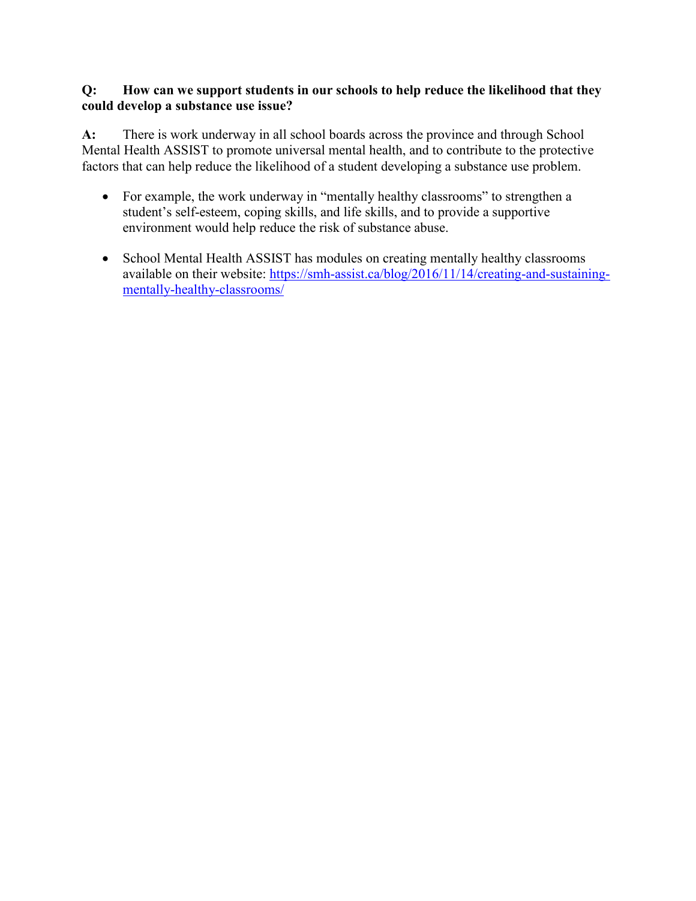**Q: How can we support students in our schools to help reduce the likelihood that they could develop a substance use issue?**

**A:** There is work underway in all school boards across the province and through School Mental Health ASSIST to promote universal mental health, and to contribute to the protective factors that can help reduce the likelihood of a student developing a substance use problem.

- For example, the work underway in "mentally healthy classrooms" to strengthen a student's self-esteem, coping skills, and life skills, and to provide a supportive environment would help reduce the risk of substance abuse.

- School Mental Health ASSIST has modules on creating mentally healthy classrooms available on their website: [https://smh-assist.ca/blog/2016/11/14/creating-and-sustaining-mentally-healthy-classrooms/](https://smh-assist.ca/blog/2016/11/14/creating-and-sustaining-mentally-healthy-classrooms/)